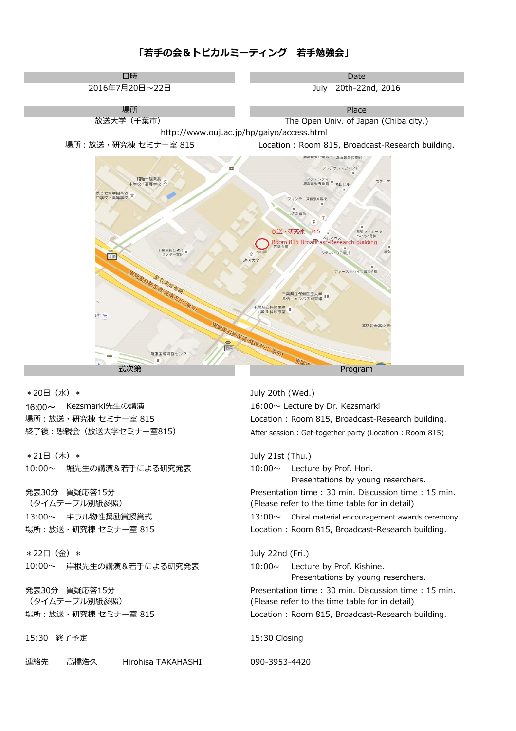# 「若手の会＆トピカルミーティング　若手勉強会」

| 日時 | Date |
|---|---|
| 2016年7月20日～22日 | July　20th-22nd, 2016 |

| 場所 | Place |
|---|---|
| 放送大学（千葉市） | The Open Univ. of Japan (Chiba city.) |

http://www.ouj.ac.jp/hp/gaiyo/access.html

場所：放送・研究棟 セミナー室 815　　Location：Room 815, Broadcast-Research building.

| 式次第 | Program |
|---|---|

＊20日（水）＊
16:00～　Kezsmarki先生の講演
場所：放送・研究棟 セミナー室 815
終了後：懇親会（放送大学セミナー室815）

July 20th (Wed.)
16:00～ Lecture by Dr. Kezsmarki
Location：Room 815, Broadcast-Research building.
After session：Get-together party (Location：Room 815)

＊21日（木）＊
10:00～　堀先生の講演＆若手による研究発表

発表30分　質疑応答15分
（タイムテーブル別紙参照）
13:00～　キラル物性奨励賞授賞式
場所：放送・研究棟 セミナー室 815

July 21st (Thu.)
10:00～　Lecture by Prof. Hori.
Presentations by young reserchers.
Presentation time：30 min. Discussion time：15 min.
(Please refer to the time table for in detail)
13:00～　Chiral material encouragement awards ceremony
Location：Room 815, Broadcast-Research building.

＊22日（金）＊
10:00～　岸根先生の講演＆若手による研究発表

発表30分　質疑応答15分
（タイムテーブル別紙参照）
場所：放送・研究棟 セミナー室 815

July 22nd (Fri.)
10:00～　Lecture by Prof. Kishine.
Presentations by young reserchers.
Presentation time：30 min. Discussion time：15 min.
(Please refer to the time table for in detail)
Location：Room 815, Broadcast-Research building.

15:30　終了予定

15:30 Closing

連絡先　高橋浩久　Hirohisa TAKAHASHI　090-3953-4420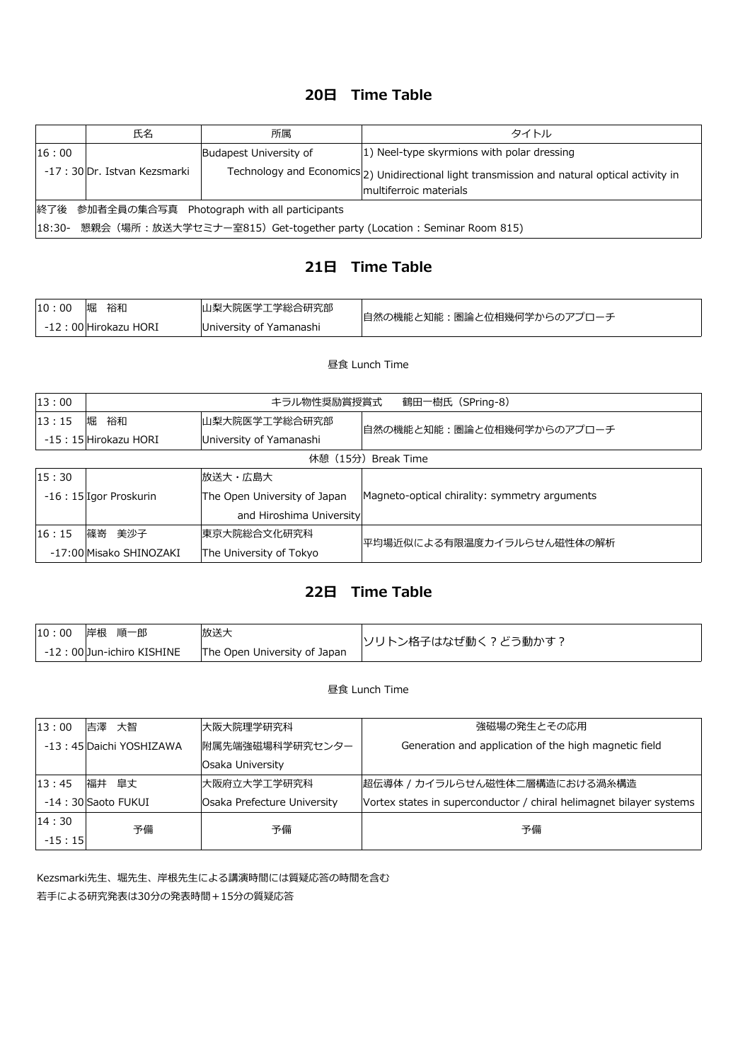## 20日　Time Table

| | 氏名 | 所属 | タイトル |
|---|---|---|---|
| 16：00 -17：30 | Dr. Istvan Kezsmarki | Budapest University of Technology and Economics | 1) Neel-type skyrmions with polar dressing<br>2) Unidirectional light transmission and natural optical activity in multiferroic materials |
| 終了後　参加者全員の集合写真　Photograph with all participants | | | |
| 18:30-　懇親会（場所：放送大学セミナー室815）Get-together party (Location：Seminar Room 815) | | | |

## 21日　Time Table

| | | | |
|---|---|---|---|
| 10：00 -12：00 | 堀　裕和<br>Hirokazu HORI | 山梨大院医学工学総合研究部<br>University of Yamanashi | 自然の機能と知能：圏論と位相幾何学からのアプローチ |

昼食 Lunch Time

| | | | |
|---|---|---|---|
| 13：00 | キラル物性奨励賞授賞式　鶴田一樹氏（SPring-8） | | |
| 13：15 -15：15 | 堀　裕和<br>Hirokazu HORI | 山梨大院医学工学総合研究部<br>University of Yamanashi | 自然の機能と知能：圏論と位相幾何学からのアプローチ |
| 休憩（15分）Break Time | | | |
| 15：30 -16：15 | Igor Proskurin | 放送大・広島大<br>The Open University of Japan and Hiroshima University | Magneto-optical chirality: symmetry arguments |
| 16：15 -17:00 | 篠嵜　美沙子<br>Misako SHINOZAKI | 東京大院総合文化研究科<br>The University of Tokyo | 平均場近似による有限温度カイラルらせん磁性体の解析 |

## 22日　Time Table

| | | | |
|---|---|---|---|
| 10：00 -12：00 | 岸根　順一郎<br>Jun-ichiro KISHINE | 放送大<br>The Open University of Japan | ソリトン格子はなぜ動く？どう動かす？ |

昼食 Lunch Time

| | | | |
|---|---|---|---|
| 13：00 -13：45 | 吉澤　大智<br>Daichi YOSHIZAWA | 大阪大院理学研究科<br>附属先端強磁場科学研究センター<br>Osaka University | 強磁場の発生とその応用<br>Generation and application of the high magnetic field |
| 13：45 -14：30 | 福井　皐丈<br>Saoto FUKUI | 大阪府立大学工学研究科<br>Osaka Prefecture University | 超伝導体 / カイラルらせん磁性体二層構造における渦糸構造<br>Vortex states in superconductor / chiral helimagnet bilayer systems |
| 14：30 -15：15 | 予備 | 予備 | 予備 |

Kezsmarki先生、堀先生、岸根先生による講演時間には質疑応答の時間を含む

若手による研究発表は30分の発表時間＋15分の質疑応答